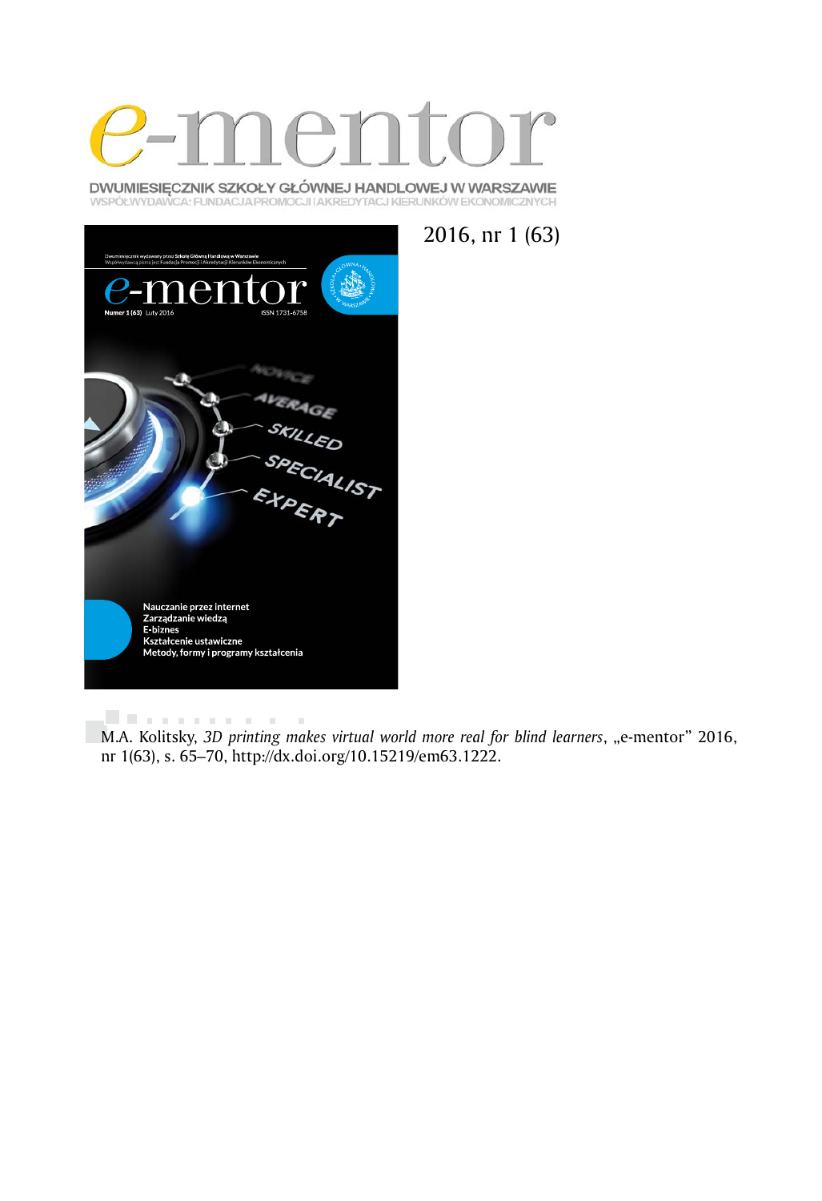# e-mentor

DWUMIESIĘCZNIK SZKOŁY GŁÓWNEJ HANDLOWEJ W WARSZAWIE
WSPÓŁWYDAWCA: FUNDACJA PROMOCJI I AKREDYTACJ KIERUNKÓW EKONOMICZNYCH

2016, nr 1 (63)

M.A. Kolitsky, *3D printing makes virtual world more real for blind learners*, „e-mentor" 2016, nr 1(63), s. 65–70, http://dx.doi.org/10.15219/em63.1222.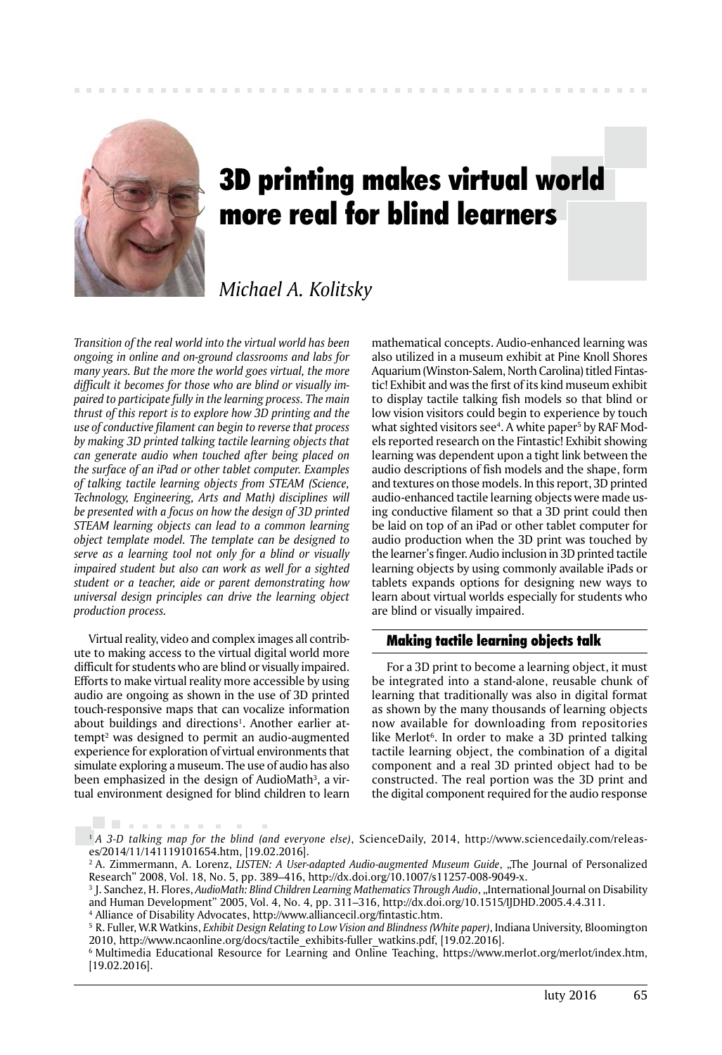# 3D printing makes virtual world more real for blind learners

*Michael A. Kolitsky*

*Transition of the real world into the virtual world has been ongoing in online and on-ground classrooms and labs for many years. But the more the world goes virtual, the more difficult it becomes for those who are blind or visually impaired to participate fully in the learning process. The main thrust of this report is to explore how 3D printing and the use of conductive filament can begin to reverse that process by making 3D printed talking tactile learning objects that can generate audio when touched after being placed on the surface of an iPad or other tablet computer. Examples of talking tactile learning objects from STEAM (Science, Technology, Engineering, Arts and Math) disciplines will be presented with a focus on how the design of 3D printed STEAM learning objects can lead to a common learning object template model. The template can be designed to serve as a learning tool not only for a blind or visually impaired student but also can work as well for a sighted student or a teacher, aide or parent demonstrating how universal design principles can drive the learning object production process.*

Virtual reality, video and complex images all contribute to making access to the virtual digital world more difficult for students who are blind or visually impaired. Efforts to make virtual reality more accessible by using audio are ongoing as shown in the use of 3D printed touch-responsive maps that can vocalize information about buildings and directions[1]. Another earlier attempt[2] was designed to permit an audio-augmented experience for exploration of virtual environments that simulate exploring a museum. The use of audio has also been emphasized in the design of AudioMath[3], a virtual environment designed for blind children to learn mathematical concepts. Audio-enhanced learning was also utilized in a museum exhibit at Pine Knoll Shores Aquarium (Winston-Salem, North Carolina) titled Fintastic! Exhibit and was the first of its kind museum exhibit to display tactile talking fish models so that blind or low vision visitors could begin to experience by touch what sighted visitors see[4]. A white paper[5] by RAF Models reported research on the Fintastic! Exhibit showing learning was dependent upon a tight link between the audio descriptions of fish models and the shape, form and textures on those models. In this report, 3D printed audio-enhanced tactile learning objects were made using conductive filament so that a 3D print could then be laid on top of an iPad or other tablet computer for audio production when the 3D print was touched by the learner's finger. Audio inclusion in 3D printed tactile learning objects by using commonly available iPads or tablets expands options for designing new ways to learn about virtual worlds especially for students who are blind or visually impaired.

## Making tactile learning objects talk

For a 3D print to become a learning object, it must be integrated into a stand-alone, reusable chunk of learning that traditionally was also in digital format as shown by the many thousands of learning objects now available for downloading from repositories like Merlot[6]. In order to make a 3D printed talking tactile learning object, the combination of a digital component and a real 3D printed object had to be constructed. The real portion was the 3D print and the digital component required for the audio response

---

[1] *A 3-D talking map for the blind (and everyone else)*, ScienceDaily, 2014, http://www.sciencedaily.com/releases/2014/11/141119101654.htm, [19.02.2016].

[2] A. Zimmermann, A. Lorenz, *LISTEN: A User-adapted Audio-augmented Museum Guide*, „The Journal of Personalized Research" 2008, Vol. 18, No. 5, pp. 389–416, http://dx.doi.org/10.1007/s11257-008-9049-x.

[3] J. Sanchez, H. Flores, *AudioMath: Blind Children Learning Mathematics Through Audio*, „International Journal on Disability and Human Development" 2005, Vol. 4, No. 4, pp. 311–316, http://dx.doi.org/10.1515/IJDHD.2005.4.4.311.

[4] Alliance of Disability Advocates, http://www.alliancecil.org/fintastic.htm.

[5] R. Fuller, W.R Watkins, *Exhibit Design Relating to Low Vision and Blindness (White paper)*, Indiana University, Bloomington 2010, http://www.ncaonline.org/docs/tactile_exhibits-fuller_watkins.pdf, [19.02.2016].

[6] Multimedia Educational Resource for Learning and Online Teaching, https://www.merlot.org/merlot/index.htm, [19.02.2016].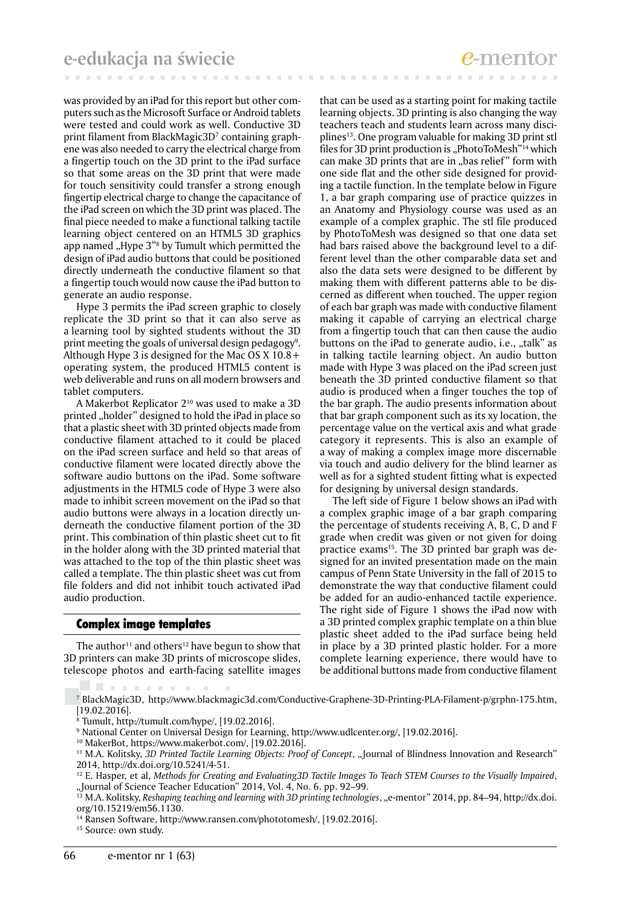was provided by an iPad for this report but other computers such as the Microsoft Surface or Android tablets were tested and could work as well. Conductive 3D print filament from BlackMagic3D[7] containing graphene was also needed to carry the electrical charge from a fingertip touch on the 3D print to the iPad surface so that some areas on the 3D print that were made for touch sensitivity could transfer a strong enough fingertip electrical charge to change the capacitance of the iPad screen on which the 3D print was placed. The final piece needed to make a functional talking tactile learning object centered on an HTML5 3D graphics app named „Hype 3"[8] by Tumult which permitted the design of iPad audio buttons that could be positioned directly underneath the conductive filament so that a fingertip touch would now cause the iPad button to generate an audio response.

Hype 3 permits the iPad screen graphic to closely replicate the 3D print so that it can also serve as a learning tool by sighted students without the 3D print meeting the goals of universal design pedagogy[9]. Although Hype 3 is designed for the Mac OS X 10.8+ operating system, the produced HTML5 content is web deliverable and runs on all modern browsers and tablet computers.

A Makerbot Replicator 2[10] was used to make a 3D printed „holder" designed to hold the iPad in place so that a plastic sheet with 3D printed objects made from conductive filament attached to it could be placed on the iPad screen surface and held so that areas of conductive filament were located directly above the software audio buttons on the iPad. Some software adjustments in the HTML5 code of Hype 3 were also made to inhibit screen movement on the iPad so that audio buttons were always in a location directly underneath the conductive filament portion of the 3D print. This combination of thin plastic sheet cut to fit in the holder along with the 3D printed material that was attached to the top of the thin plastic sheet was called a template. The thin plastic sheet was cut from file folders and did not inhibit touch activated iPad audio production.

## Complex image templates

The author[11] and others[12] have begun to show that 3D printers can make 3D prints of microscope slides, telescope photos and earth-facing satellite images that can be used as a starting point for making tactile learning objects. 3D printing is also changing the way teachers teach and students learn across many disciplines[13]. One program valuable for making 3D print stl files for 3D print production is „PhotoToMesh"[14] which can make 3D prints that are in „bas relief" form with one side flat and the other side designed for providing a tactile function. In the template below in Figure 1, a bar graph comparing use of practice quizzes in an Anatomy and Physiology course was used as an example of a complex graphic. The stl file produced by PhotoToMesh was designed so that one data set had bars raised above the background level to a different level than the other comparable data set and also the data sets were designed to be different by making them with different patterns able to be discerned as different when touched. The upper region of each bar graph was made with conductive filament making it capable of carrying an electrical charge from a fingertip touch that can then cause the audio buttons on the iPad to generate audio, i.e., „talk" as in talking tactile learning object. An audio button made with Hype 3 was placed on the iPad screen just beneath the 3D printed conductive filament so that audio is produced when a finger touches the top of the bar graph. The audio presents information about that bar graph component such as its xy location, the percentage value on the vertical axis and what grade category it represents. This is also an example of a way of making a complex image more discernable via touch and audio delivery for the blind learner as well as for a sighted student fitting what is expected for designing by universal design standards.

The left side of Figure 1 below shows an iPad with a complex graphic image of a bar graph comparing the percentage of students receiving A, B, C, D and F grade when credit was given or not given for doing practice exams[15]. The 3D printed bar graph was designed for an invited presentation made on the main campus of Penn State University in the fall of 2015 to demonstrate the way that conductive filament could be added for an audio-enhanced tactile experience. The right side of Figure 1 shows the iPad now with a 3D printed complex graphic template on a thin blue plastic sheet added to the iPad surface being held in place by a 3D printed plastic holder. For a more complete learning experience, there would have to be additional buttons made from conductive filament

---

[7] BlackMagic3D, http://www.blackmagic3d.com/Conductive-Graphene-3D-Printing-PLA-Filament-p/grphn-175.htm, [19.02.2016].

[8] Tumult, http://tumult.com/hype/, [19.02.2016].

[9] National Center on Universal Design for Learning, http://www.udlcenter.org/, [19.02.2016].

[10] MakerBot, https://www.makerbot.com/, [19.02.2016].

[11] M.A. Kolitsky, *3D Printed Tactile Learning Objects: Proof of Concept*, „Journal of Blindness Innovation and Research" 2014, http://dx.doi.org/10.5241/4-51.

[12] E. Hasper, et al, *Methods for Creating and Evaluating3D Tactile Images To Teach STEM Courses to the Visually Impaired*, „Journal of Science Teacher Education" 2014, Vol. 4, No. 6. pp. 92–99.

[13] M.A. Kolitsky, *Reshaping teaching and learning with 3D printing technologies*, „e-mentor" 2014, pp. 84–94, http://dx.doi.org/10.15219/em56.1130.

[14] Ransen Software, http://www.ransen.com/phototomesh/, [19.02.2016].

[15] Source: own study.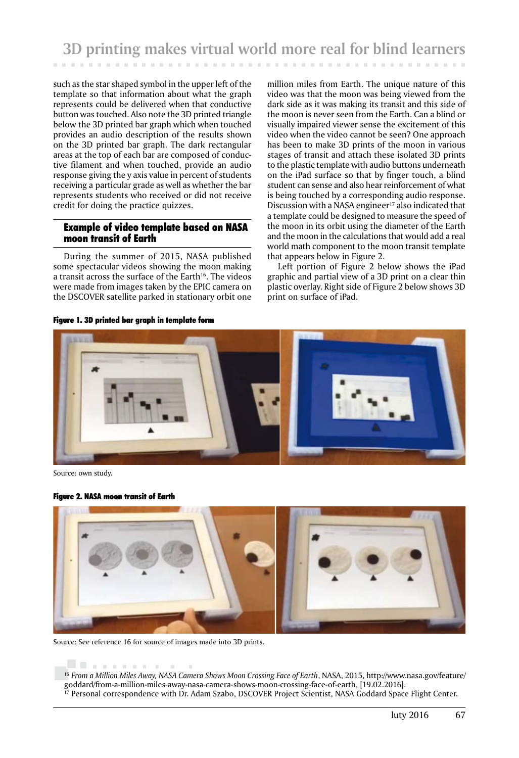such as the star shaped symbol in the upper left of the template so that information about what the graph represents could be delivered when that conductive button was touched. Also note the 3D printed triangle below the 3D printed bar graph which when touched provides an audio description of the results shown on the 3D printed bar graph. The dark rectangular areas at the top of each bar are composed of conductive filament and when touched, provide an audio response giving the y axis value in percent of students receiving a particular grade as well as whether the bar represents students who received or did not receive credit for doing the practice quizzes.

## Example of video template based on NASA moon transit of Earth

During the summer of 2015, NASA published some spectacular videos showing the moon making a transit across the surface of the Earth[16]. The videos were made from images taken by the EPIC camera on the DSCOVER satellite parked in stationary orbit one million miles from Earth. The unique nature of this video was that the moon was being viewed from the dark side as it was making its transit and this side of the moon is never seen from the Earth. Can a blind or visually impaired viewer sense the excitement of this video when the video cannot be seen? One approach has been to make 3D prints of the moon in various stages of transit and attach these isolated 3D prints to the plastic template with audio buttons underneath on the iPad surface so that by finger touch, a blind student can sense and also hear reinforcement of what is being touched by a corresponding audio response. Discussion with a NASA engineer[17] also indicated that a template could be designed to measure the speed of the moon in its orbit using the diameter of the Earth and the moon in the calculations that would add a real world math component to the moon transit template that appears below in Figure 2.

Left portion of Figure 2 below shows the iPad graphic and partial view of a 3D print on a clear thin plastic overlay. Right side of Figure 2 below shows 3D print on surface of iPad.

**Figure 1. 3D printed bar graph in template form**

Source: own study.

**Figure 2. NASA moon transit of Earth**

Source: See reference 16 for source of images made into 3D prints.

---

[16] *From a Million Miles Away, NASA Camera Shows Moon Crossing Face of Earth*, NASA, 2015, http://www.nasa.gov/feature/goddard/from-a-million-miles-away-nasa-camera-shows-moon-crossing-face-of-earth, [19.02.2016].

[17] Personal correspondence with Dr. Adam Szabo, DSCOVER Project Scientist, NASA Goddard Space Flight Center.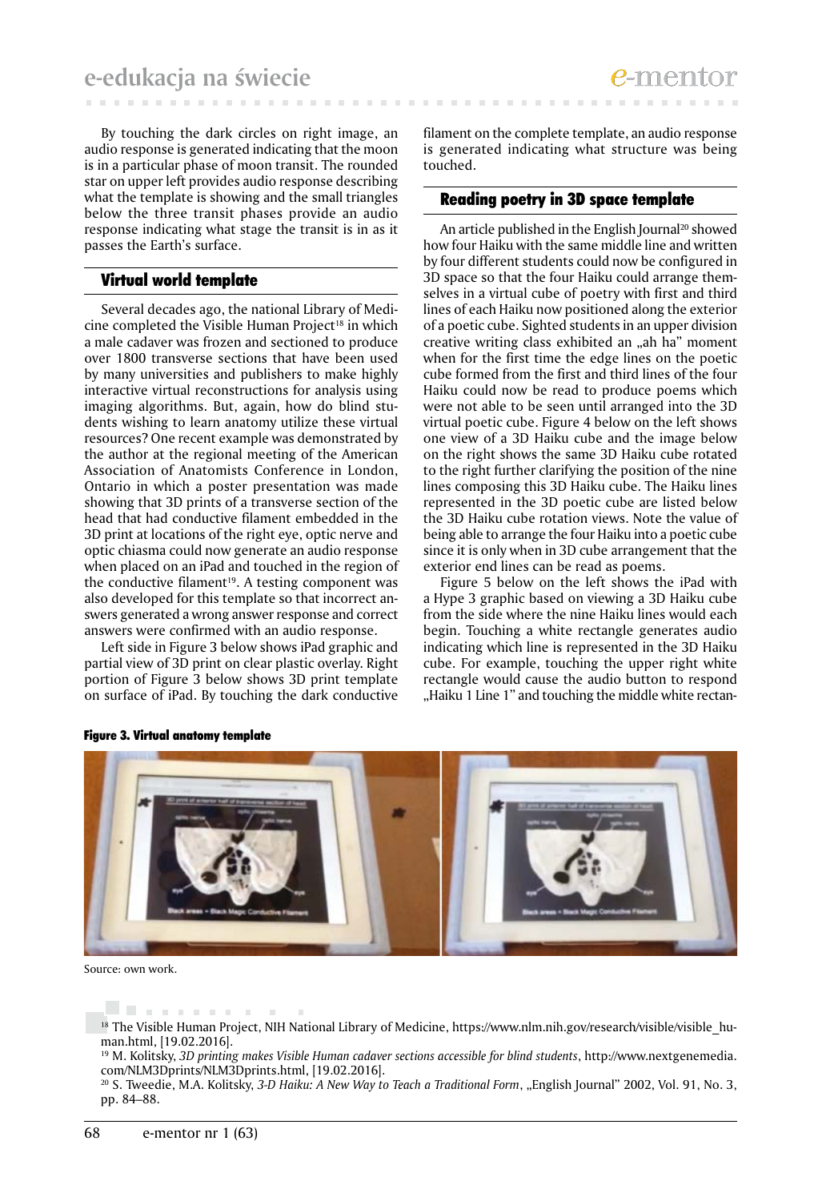By touching the dark circles on right image, an audio response is generated indicating that the moon is in a particular phase of moon transit. The rounded star on upper left provides audio response describing what the template is showing and the small triangles below the three transit phases provide an audio response indicating what stage the transit is in as it passes the Earth's surface.

## Virtual world template

Several decades ago, the national Library of Medicine completed the Visible Human Project[18] in which a male cadaver was frozen and sectioned to produce over 1800 transverse sections that have been used by many universities and publishers to make highly interactive virtual reconstructions for analysis using imaging algorithms. But, again, how do blind students wishing to learn anatomy utilize these virtual resources? One recent example was demonstrated by the author at the regional meeting of the American Association of Anatomists Conference in London, Ontario in which a poster presentation was made showing that 3D prints of a transverse section of the head that had conductive filament embedded in the 3D print at locations of the right eye, optic nerve and optic chiasma could now generate an audio response when placed on an iPad and touched in the region of the conductive filament[19]. A testing component was also developed for this template so that incorrect answers generated a wrong answer response and correct answers were confirmed with an audio response.

Left side in Figure 3 below shows iPad graphic and partial view of 3D print on clear plastic overlay. Right portion of Figure 3 below shows 3D print template on surface of iPad. By touching the dark conductive filament on the complete template, an audio response is generated indicating what structure was being touched.

## Reading poetry in 3D space template

An article published in the English Journal[20] showed how four Haiku with the same middle line and written by four different students could now be configured in 3D space so that the four Haiku could arrange themselves in a virtual cube of poetry with first and third lines of each Haiku now positioned along the exterior of a poetic cube. Sighted students in an upper division creative writing class exhibited an „ah ha" moment when for the first time the edge lines on the poetic cube formed from the first and third lines of the four Haiku could now be read to produce poems which were not able to be seen until arranged into the 3D virtual poetic cube. Figure 4 below on the left shows one view of a 3D Haiku cube and the image below on the right shows the same 3D Haiku cube rotated to the right further clarifying the position of the nine lines composing this 3D Haiku cube. The Haiku lines represented in the 3D poetic cube are listed below the 3D Haiku cube rotation views. Note the value of being able to arrange the four Haiku into a poetic cube since it is only when in 3D cube arrangement that the exterior end lines can be read as poems.

Figure 5 below on the left shows the iPad with a Hype 3 graphic based on viewing a 3D Haiku cube from the side where the nine Haiku lines would each begin. Touching a white rectangle generates audio indicating which line is represented in the 3D Haiku cube. For example, touching the upper right white rectangle would cause the audio button to respond „Haiku 1 Line 1" and touching the middle white rectan-

**Figure 3. Virtual anatomy template**

Source: own work.

---

[18] The Visible Human Project, NIH National Library of Medicine, https://www.nlm.nih.gov/research/visible/visible_human.html, [19.02.2016].

[19] M. Kolitsky, *3D printing makes Visible Human cadaver sections accessible for blind students*, http://www.nextgenemedia.com/NLM3Dprints/NLM3Dprints.html, [19.02.2016].

[20] S. Tweedie, M.A. Kolitsky, *3-D Haiku: A New Way to Teach a Traditional Form*, „English Journal" 2002, Vol. 91, No. 3, pp. 84–88.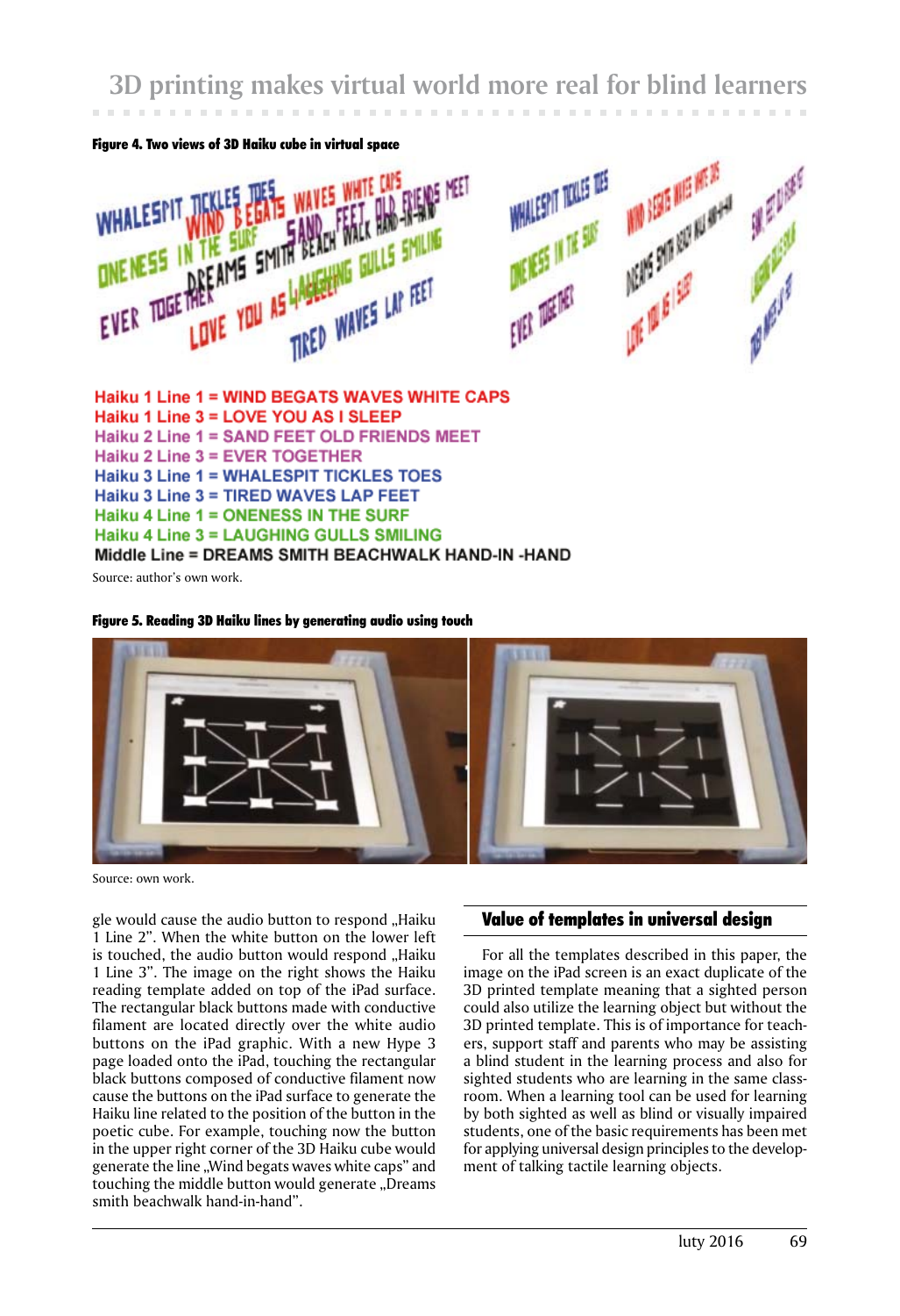**Figure 4. Two views of 3D Haiku cube in virtual space**

Haiku 1 Line 1 = WIND BEGATS WAVES WHITE CAPS
Haiku 1 Line 3 = LOVE YOU AS I SLEEP
Haiku 2 Line 1 = SAND FEET OLD FRIENDS MEET
Haiku 2 Line 3 = EVER TOGETHER
Haiku 3 Line 1 = WHALESPIT TICKLES TOES
Haiku 3 Line 3 = TIRED WAVES LAP FEET
Haiku 4 Line 1 = ONENESS IN THE SURF
Haiku 4 Line 3 = LAUGHING GULLS SMILING
Middle Line = DREAMS SMITH BEACHWALK HAND-IN -HAND

Source: author's own work.

**Figure 5. Reading 3D Haiku lines by generating audio using touch**

Source: own work.

gle would cause the audio button to respond „Haiku 1 Line 2". When the white button on the lower left is touched, the audio button would respond „Haiku 1 Line 3". The image on the right shows the Haiku reading template added on top of the iPad surface. The rectangular black buttons made with conductive filament are located directly over the white audio buttons on the iPad graphic. With a new Hype 3 page loaded onto the iPad, touching the rectangular black buttons composed of conductive filament now cause the buttons on the iPad surface to generate the Haiku line related to the position of the button in the poetic cube. For example, touching now the button in the upper right corner of the 3D Haiku cube would generate the line „Wind begats waves white caps" and touching the middle button would generate „Dreams smith beachwalk hand-in-hand".

## Value of templates in universal design

For all the templates described in this paper, the image on the iPad screen is an exact duplicate of the 3D printed template meaning that a sighted person could also utilize the learning object but without the 3D printed template. This is of importance for teachers, support staff and parents who may be assisting a blind student in the learning process and also for sighted students who are learning in the same classroom. When a learning tool can be used for learning by both sighted as well as blind or visually impaired students, one of the basic requirements has been met for applying universal design principles to the development of talking tactile learning objects.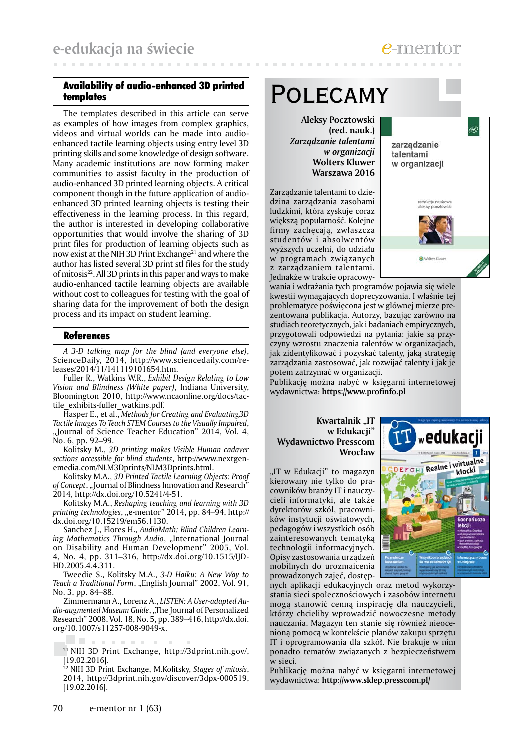## Availability of audio-enhanced 3D printed templates

The templates described in this article can serve as examples of how images from complex graphics, videos and virtual worlds can be made into audio-enhanced tactile learning objects using entry level 3D printing skills and some knowledge of design software. Many academic institutions are now forming maker communities to assist faculty in the production of audio-enhanced 3D printed learning objects. A critical component though in the future application of audio-enhanced 3D printed learning objects is testing their effectiveness in the learning process. In this regard, the author is interested in developing collaborative opportunities that would involve the sharing of 3D print files for production of learning objects such as now exist at the NIH 3D Print Exchange[21] and where the author has listed several 3D print stl files for the study of mitosis[22]. All 3D prints in this paper and ways to make audio-enhanced tactile learning objects are available without cost to colleagues for testing with the goal of sharing data for the improvement of both the design process and its impact on student learning.

## References

*A 3-D talking map for the blind (and everyone else)*, ScienceDaily, 2014, http://www.sciencedaily.com/releases/2014/11/141119101654.htm.

Fuller R., Watkins W.R., *Exhibit Design Relating to Low Vision and Blindness (White paper)*, Indiana University, Bloomington 2010, http://www.ncaonline.org/docs/tactile_exhibits-fuller_watkins.pdf.

Hasper E., et al., *Methods for Creating and Evaluating3D Tactile Images To Teach STEM Courses to the Visually Impaired*, „Journal of Science Teacher Education" 2014, Vol. 4, No. 6, pp. 92–99.

Kolitsky M., *3D printing makes Visible Human cadaver sections accessible for blind students*, http://www.nextgenemedia.com/NLM3Dprints/NLM3Dprints.html.

Kolitsky M.A., *3D Printed Tactile Learning Objects: Proof of Concept*, „Journal of Blindness Innovation and Research" 2014, http://dx.doi.org/10.5241/4-51.

Kolitsky M.A., *Reshaping teaching and learning with 3D printing technologies*, „e-mentor" 2014, pp. 84–94, http://dx.doi.org/10.15219/em56.1130.

Sanchez J., Flores H., *AudioMath: Blind Children Learning Mathematics Through Audio*, „International Journal on Disability and Human Development" 2005, Vol. 4, No. 4, pp. 311–316, http://dx.doi.org/10.1515/IJDHD.2005.4.4.311.

Tweedie S., Kolitsky M.A., *3-D Haiku: A New Way to Teach a Traditional Form*, „English Journal" 2002, Vol. 91, No. 3, pp. 84–88.

Zimmermann A., Lorenz A., *LISTEN: A User-adapted Audio-augmented Museum Guide*, „The Journal of Personalized Research" 2008, Vol. 18, No. 5, pp. 389–416, http://dx.doi.org/10.1007/s11257-008-9049-x.

[21] NIH 3D Print Exchange, http://3dprint.nih.gov/, [19.02.2016].

[22] NIH 3D Print Exchange, M.Kolitsky, *Stages of mitosis*, 2014, http://3dprint.nih.gov/discover/3dpx-000519, [19.02.2016].

# Polecamy

**Aleksy Pocztowski (red. nauk.)**
***Zarządzanie talentami w organizacji***
**Wolters Kluwer**
**Warszawa 2016**

Zarządzanie talentami to dziedzina zarządzania zasobami ludzkimi, która zyskuje coraz większą popularność. Kolejne firmy zachęcają, zwłaszcza studentów i absolwentów wyższych uczelni, do udziału w programach związanych z zarządzaniem talentami. Jednakże w trakcie opracowywania i wdrażania tych programów pojawia się wiele kwestii wymagających doprecyzowania. I właśnie tej problematyce poświęcona jest w głównej mierze prezentowana publikacja. Autorzy, bazując zarówno na studiach teoretycznych, jak i badaniach empirycznych, przygotowali odpowiedzi na pytania: jakie są przyczyny wzrostu znaczenia talentów w organizacjach, jak zidentyfikować i pozyskać talenty, jaką strategię zarządzania zastosować, jak rozwijać talenty i jak je potem zatrzymać w organizacji.

Publikację można nabyć w księgarni internetowej wydawnictwa: **https://www.profinfo.pl**

**Kwartalnik „IT w Edukacji"**
**Wydawnictwo Presscom**
**Wrocław**

„IT w Edukacji" to magazyn kierowany nie tylko do pracowników branży IT i nauczycieli informatyki, ale także dyrektorów szkół, pracowników instytucji oświatowych, pedagogów i wszystkich osób zainteresowanych tematyką technologii informacyjnych. Opisy zastosowania urządzeń mobilnych do urozmaicenia prowadzonych zajęć, dostępnych aplikacji edukacyjnych oraz metod wykorzystania sieci społecznościowych i zasobów internetu mogą stanowić cenną inspirację dla nauczycieli, którzy chcieliby wprowadzić nowoczesne metody nauczania. Magazyn ten stanie się również nieocenioną pomocą w kontekście planów zakupu sprzętu IT i oprogramowania dla szkół. Nie brakuje w nim ponadto tematów związanych z bezpieczeństwem w sieci.

Publikację można nabyć w księgarni internetowej wydawnictwa: **http://www.sklep.presscom.pl/**